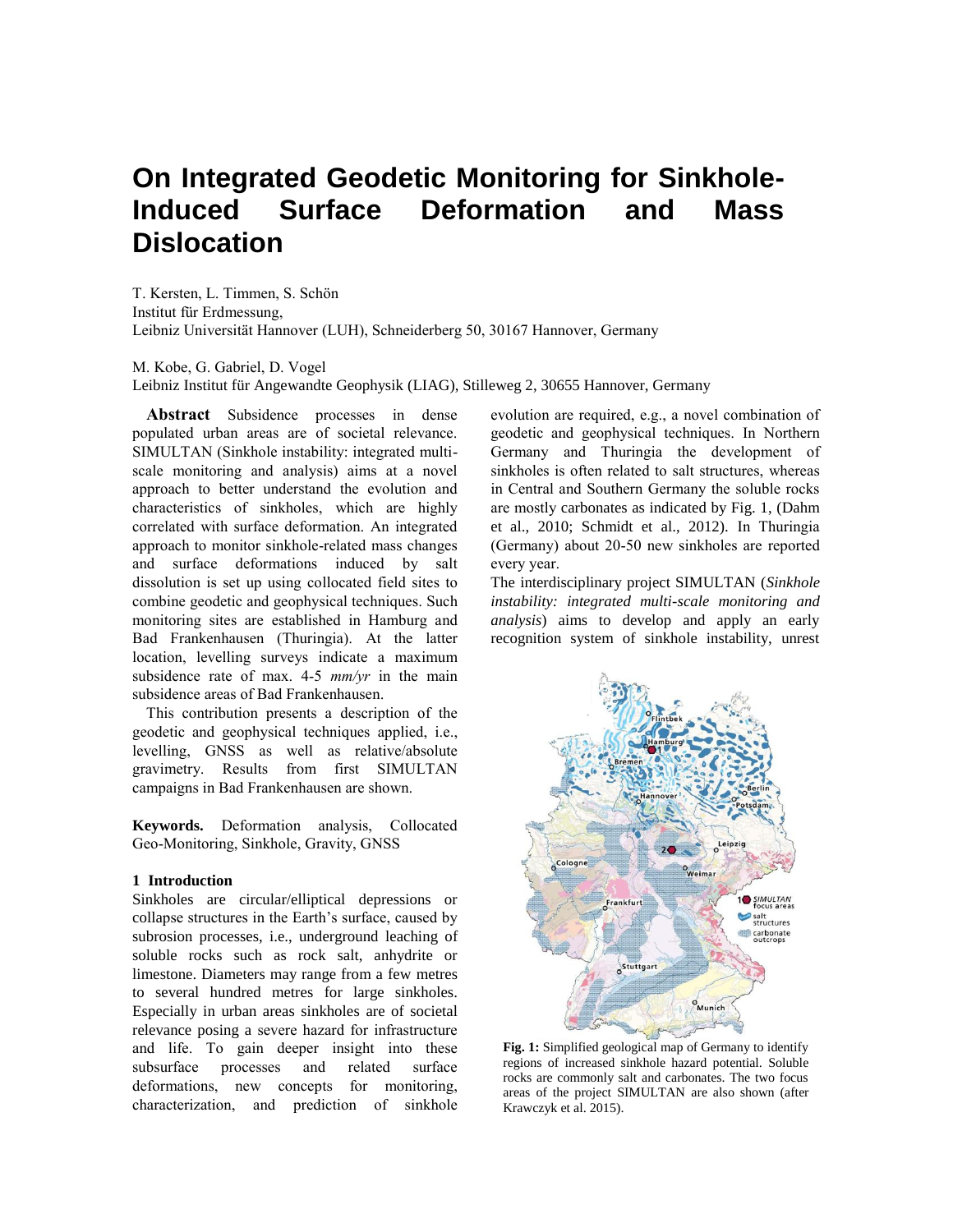# On Integrated Geodetic Monitoring for Sinkhole-Induced Surface Deformation and Mass Dislocation

T. Kersten, L. Timmen, S. Schön
Institut für Erdmessung,
Leibniz Universität Hannover (LUH), Schneiderberg 50, 30167 Hannover, Germany

M. Kobe, G. Gabriel, D. Vogel
Leibniz Institut für Angewandte Geophysik (LIAG), Stilleweg 2, 30655 Hannover, Germany

**Abstract** Subsidence processes in dense populated urban areas are of societal relevance. SIMULTAN (Sinkhole instability: integrated multi-scale monitoring and analysis) aims at a novel approach to better understand the evolution and characteristics of sinkholes, which are highly correlated with surface deformation. An integrated approach to monitor sinkhole-related mass changes and surface deformations induced by salt dissolution is set up using collocated field sites to combine geodetic and geophysical techniques. Such monitoring sites are established in Hamburg and Bad Frankenhausen (Thuringia). At the latter location, levelling surveys indicate a maximum subsidence rate of max. 4-5 *mm/yr* in the main subsidence areas of Bad Frankenhausen.

This contribution presents a description of the geodetic and geophysical techniques applied, i.e., levelling, GNSS as well as relative/absolute gravimetry. Results from first SIMULTAN campaigns in Bad Frankenhausen are shown.

**Keywords.** Deformation analysis, Collocated Geo-Monitoring, Sinkhole, Gravity, GNSS

## 1 Introduction

Sinkholes are circular/elliptical depressions or collapse structures in the Earth's surface, caused by subrosion processes, i.e., underground leaching of soluble rocks such as rock salt, anhydrite or limestone. Diameters may range from a few metres to several hundred metres for large sinkholes. Especially in urban areas sinkholes are of societal relevance posing a severe hazard for infrastructure and life. To gain deeper insight into these subsurface processes and related surface deformations, new concepts for monitoring, characterization, and prediction of sinkhole evolution are required, e.g., a novel combination of geodetic and geophysical techniques. In Northern Germany and Thuringia the development of sinkholes is often related to salt structures, whereas in Central and Southern Germany the soluble rocks are mostly carbonates as indicated by Fig. 1, (Dahm et al., 2010; Schmidt et al., 2012). In Thuringia (Germany) about 20-50 new sinkholes are reported every year.

The interdisciplinary project SIMULTAN (*Sinkhole instability: integrated multi-scale monitoring and analysis*) aims to develop and apply an early recognition system of sinkhole instability, unrest

**Fig. 1:** Simplified geological map of Germany to identify regions of increased sinkhole hazard potential. Soluble rocks are commonly salt and carbonates. The two focus areas of the project SIMULTAN are also shown (after Krawczyk et al. 2015).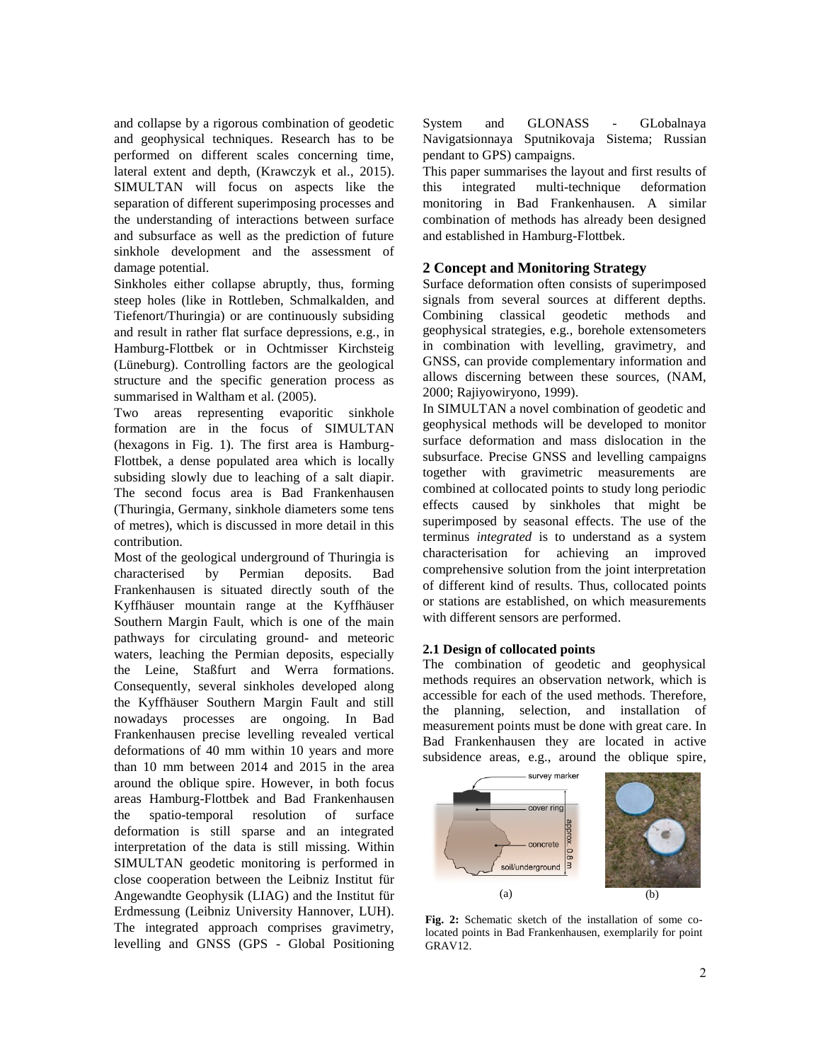and collapse by a rigorous combination of geodetic and geophysical techniques. Research has to be performed on different scales concerning time, lateral extent and depth, (Krawczyk et al., 2015). SIMULTAN will focus on aspects like the separation of different superimposing processes and the understanding of interactions between surface and subsurface as well as the prediction of future sinkhole development and the assessment of damage potential.

Sinkholes either collapse abruptly, thus, forming steep holes (like in Rottleben, Schmalkalden, and Tiefenort/Thuringia) or are continuously subsiding and result in rather flat surface depressions, e.g., in Hamburg-Flottbek or in Ochtmisser Kirchsteig (Lüneburg). Controlling factors are the geological structure and the specific generation process as summarised in Waltham et al. (2005).

Two areas representing evaporitic sinkhole formation are in the focus of SIMULTAN (hexagons in Fig. 1). The first area is Hamburg-Flottbek, a dense populated area which is locally subsiding slowly due to leaching of a salt diapir. The second focus area is Bad Frankenhausen (Thuringia, Germany, sinkhole diameters some tens of metres), which is discussed in more detail in this contribution.

Most of the geological underground of Thuringia is characterised by Permian deposits. Bad Frankenhausen is situated directly south of the Kyffhäuser mountain range at the Kyffhäuser Southern Margin Fault, which is one of the main pathways for circulating ground- and meteoric waters, leaching the Permian deposits, especially the Leine, Staßfurt and Werra formations. Consequently, several sinkholes developed along the Kyffhäuser Southern Margin Fault and still nowadays processes are ongoing. In Bad Frankenhausen precise levelling revealed vertical deformations of 40 mm within 10 years and more than 10 mm between 2014 and 2015 in the area around the oblique spire. However, in both focus areas Hamburg-Flottbek and Bad Frankenhausen the spatio-temporal resolution of surface deformation is still sparse and an integrated interpretation of the data is still missing. Within SIMULTAN geodetic monitoring is performed in close cooperation between the Leibniz Institut für Angewandte Geophysik (LIAG) and the Institut für Erdmessung (Leibniz University Hannover, LUH). The integrated approach comprises gravimetry, levelling and GNSS (GPS - Global Positioning System and GLONASS - GLobalnaya Navigatsionnaya Sputnikovaja Sistema; Russian pendant to GPS) campaigns.

This paper summarises the layout and first results of this integrated multi-technique deformation monitoring in Bad Frankenhausen. A similar combination of methods has already been designed and established in Hamburg-Flottbek.

## 2 Concept and Monitoring Strategy

Surface deformation often consists of superimposed signals from several sources at different depths. Combining classical geodetic methods and geophysical strategies, e.g., borehole extensometers in combination with levelling, gravimetry, and GNSS, can provide complementary information and allows discerning between these sources, (NAM, 2000; Rajiyowiryono, 1999).

In SIMULTAN a novel combination of geodetic and geophysical methods will be developed to monitor surface deformation and mass dislocation in the subsurface. Precise GNSS and levelling campaigns together with gravimetric measurements are combined at collocated points to study long periodic effects caused by sinkholes that might be superimposed by seasonal effects. The use of the terminus *integrated* is to understand as a system characterisation for achieving an improved comprehensive solution from the joint interpretation of different kind of results. Thus, collocated points or stations are established, on which measurements with different sensors are performed.

### 2.1 Design of collocated points

The combination of geodetic and geophysical methods requires an observation network, which is accessible for each of the used methods. Therefore, the planning, selection, and installation of measurement points must be done with great care. In Bad Frankenhausen they are located in active subsidence areas, e.g., around the oblique spire,

(a) (b)

**Fig. 2:** Schematic sketch of the installation of some co-located points in Bad Frankenhausen, exemplarily for point GRAV12.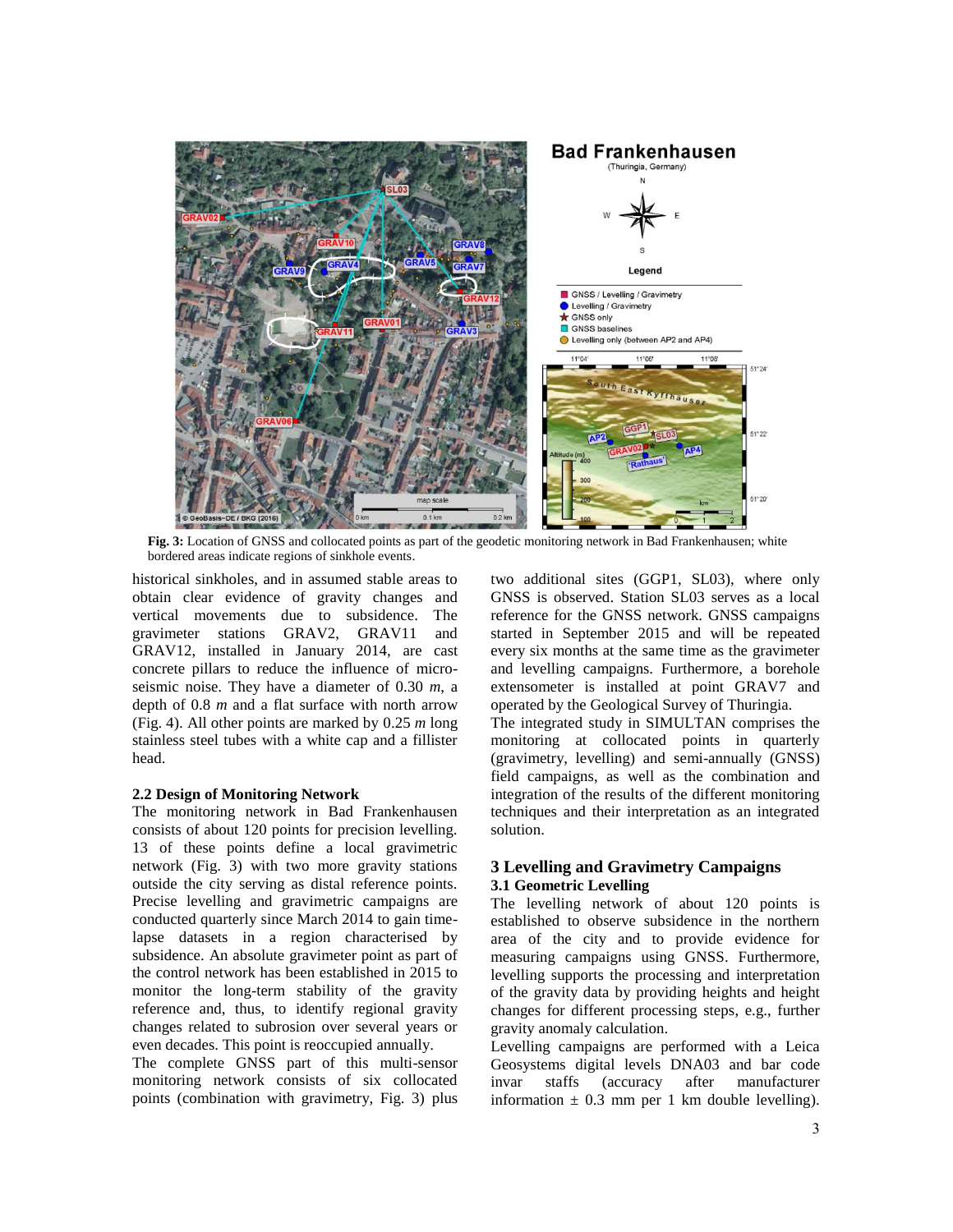**Fig. 3:** Location of GNSS and collocated points as part of the geodetic monitoring network in Bad Frankenhausen; white bordered areas indicate regions of sinkhole events.

historical sinkholes, and in assumed stable areas to obtain clear evidence of gravity changes and vertical movements due to subsidence. The gravimeter stations GRAV2, GRAV11 and GRAV12, installed in January 2014, are cast concrete pillars to reduce the influence of micro-seismic noise. They have a diameter of 0.30 *m*, a depth of 0.8 *m* and a flat surface with north arrow (Fig. 4). All other points are marked by 0.25 *m* long stainless steel tubes with a white cap and a fillister head.

### 2.2 Design of Monitoring Network

The monitoring network in Bad Frankenhausen consists of about 120 points for precision levelling. 13 of these points define a local gravimetric network (Fig. 3) with two more gravity stations outside the city serving as distal reference points. Precise levelling and gravimetric campaigns are conducted quarterly since March 2014 to gain time-lapse datasets in a region characterised by subsidence. An absolute gravimeter point as part of the control network has been established in 2015 to monitor the long-term stability of the gravity reference and, thus, to identify regional gravity changes related to subrosion over several years or even decades. This point is reoccupied annually.

The complete GNSS part of this multi-sensor monitoring network consists of six collocated points (combination with gravimetry, Fig. 3) plus two additional sites (GGP1, SL03), where only GNSS is observed. Station SL03 serves as a local reference for the GNSS network. GNSS campaigns started in September 2015 and will be repeated every six months at the same time as the gravimeter and levelling campaigns. Furthermore, a borehole extensometer is installed at point GRAV7 and operated by the Geological Survey of Thuringia.

The integrated study in SIMULTAN comprises the monitoring at collocated points in quarterly (gravimetry, levelling) and semi-annually (GNSS) field campaigns, as well as the combination and integration of the results of the different monitoring techniques and their interpretation as an integrated solution.

## 3 Levelling and Gravimetry Campaigns

### 3.1 Geometric Levelling

The levelling network of about 120 points is established to observe subsidence in the northern area of the city and to provide evidence for measuring campaigns using GNSS. Furthermore, levelling supports the processing and interpretation of the gravity data by providing heights and height changes for different processing steps, e.g., further gravity anomaly calculation.

Levelling campaigns are performed with a Leica Geosystems digital levels DNA03 and bar code invar staffs (accuracy after manufacturer information ± 0.3 mm per 1 km double levelling).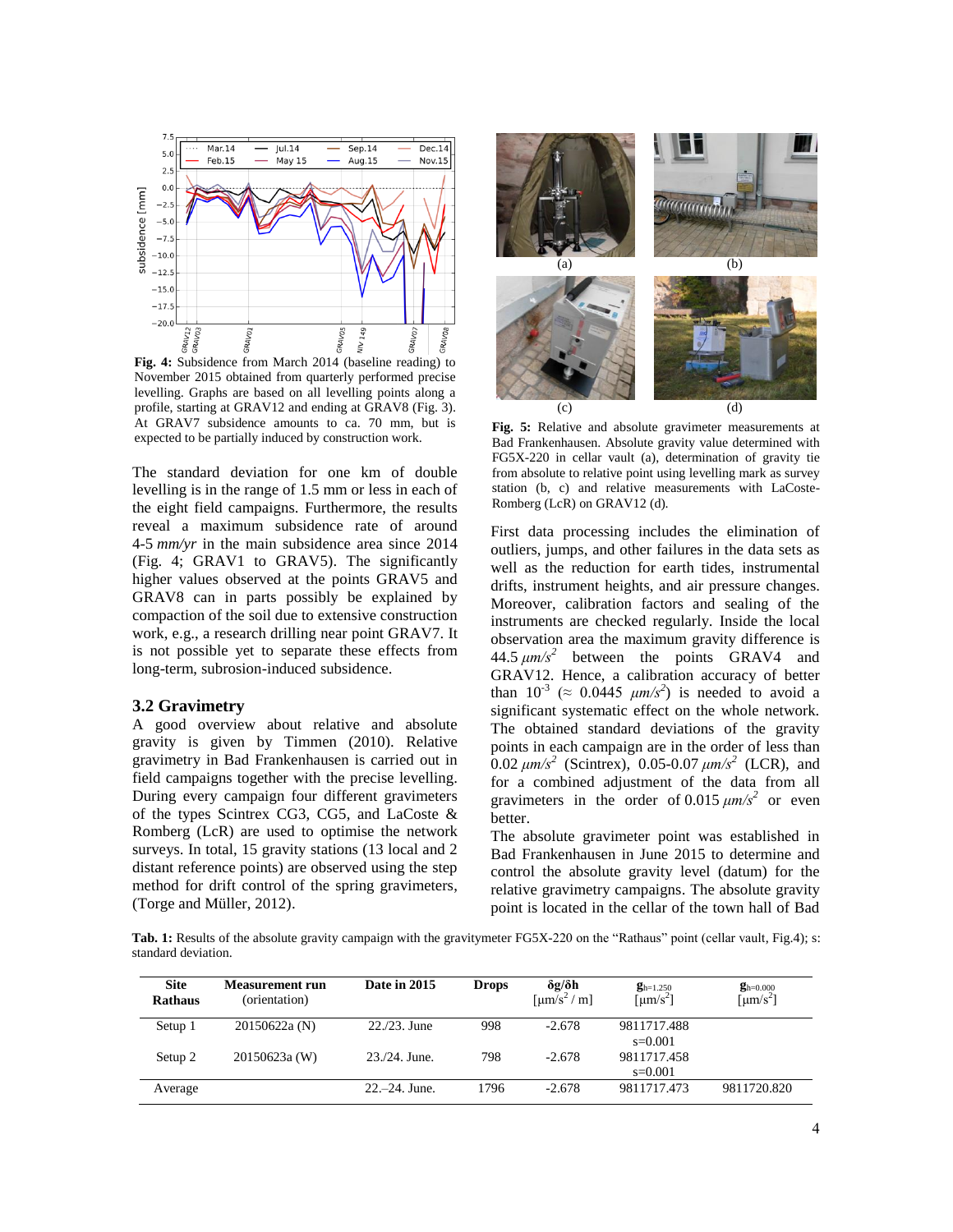**Fig. 4:** Subsidence from March 2014 (baseline reading) to November 2015 obtained from quarterly performed precise levelling. Graphs are based on all levelling points along a profile, starting at GRAV12 and ending at GRAV8 (Fig. 3). At GRAV7 subsidence amounts to ca. 70 mm, but is expected to be partially induced by construction work.

The standard deviation for one km of double levelling is in the range of 1.5 mm or less in each of the eight field campaigns. Furthermore, the results reveal a maximum subsidence rate of around 4-5 *mm/yr* in the main subsidence area since 2014 (Fig. 4; GRAV1 to GRAV5). The significantly higher values observed at the points GRAV5 and GRAV8 can in parts possibly be explained by compaction of the soil due to extensive construction work, e.g., a research drilling near point GRAV7. It is not possible yet to separate these effects from long-term, subrosion-induced subsidence.

### 3.2 Gravimetry

A good overview about relative and absolute gravity is given by Timmen (2010). Relative gravimetry in Bad Frankenhausen is carried out in field campaigns together with the precise levelling. During every campaign four different gravimeters of the types Scintrex CG3, CG5, and LaCoste & Romberg (LcR) are used to optimise the network surveys. In total, 15 gravity stations (13 local and 2 distant reference points) are observed using the step method for drift control of the spring gravimeters, (Torge and Müller, 2012).

**Fig. 5:** Relative and absolute gravimeter measurements at Bad Frankenhausen. Absolute gravity value determined with FG5X-220 in cellar vault (a), determination of gravity tie from absolute to relative point using levelling mark as survey station (b, c) and relative measurements with LaCoste-Romberg (LcR) on GRAV12 (d).

First data processing includes the elimination of outliers, jumps, and other failures in the data sets as well as the reduction for earth tides, instrumental drifts, instrument heights, and air pressure changes. Moreover, calibration factors and sealing of the instruments are checked regularly. Inside the local observation area the maximum gravity difference is 44.5 $\mu m/s^2$ between the points GRAV4 and GRAV12. Hence, a calibration accuracy of better than $10^{-3}$ ($\approx$ 0.0445 $\mu m/s^2$) is needed to avoid a significant systematic effect on the whole network. The obtained standard deviations of the gravity points in each campaign are in the order of less than 0.02 $\mu m/s^2$ (Scintrex), 0.05-0.07 $\mu m/s^2$ (LCR), and for a combined adjustment of the data from all gravimeters in the order of 0.015 $\mu m/s^2$ or even better.

The absolute gravimeter point was established in Bad Frankenhausen in June 2015 to determine and control the absolute gravity level (datum) for the relative gravimetry campaigns. The absolute gravity point is located in the cellar of the town hall of Bad

**Tab. 1:** Results of the absolute gravity campaign with the gravitymeter FG5X-220 on the "Rathaus" point (cellar vault, Fig.4); s: standard deviation.

| Site Rathaus | Measurement run (orientation) | Date in 2015 | Drops | $\delta g/\delta h$ [$\mu m/s^2$ / m] | $g_{h=1.250}$ [$\mu m/s^2$] | $g_{h=0.000}$ [$\mu m/s^2$] |
|---|---|---|---|---|---|---|
| Setup 1 | 20150622a (N) | 22./23. June | 998 | -2.678 | 9811717.488 s=0.001 | |
| Setup 2 | 20150623a (W) | 23./24. June. | 798 | -2.678 | 9811717.458 s=0.001 | |
| Average | | 22.–24. June. | 1796 | -2.678 | 9811717.473 | 9811720.820 |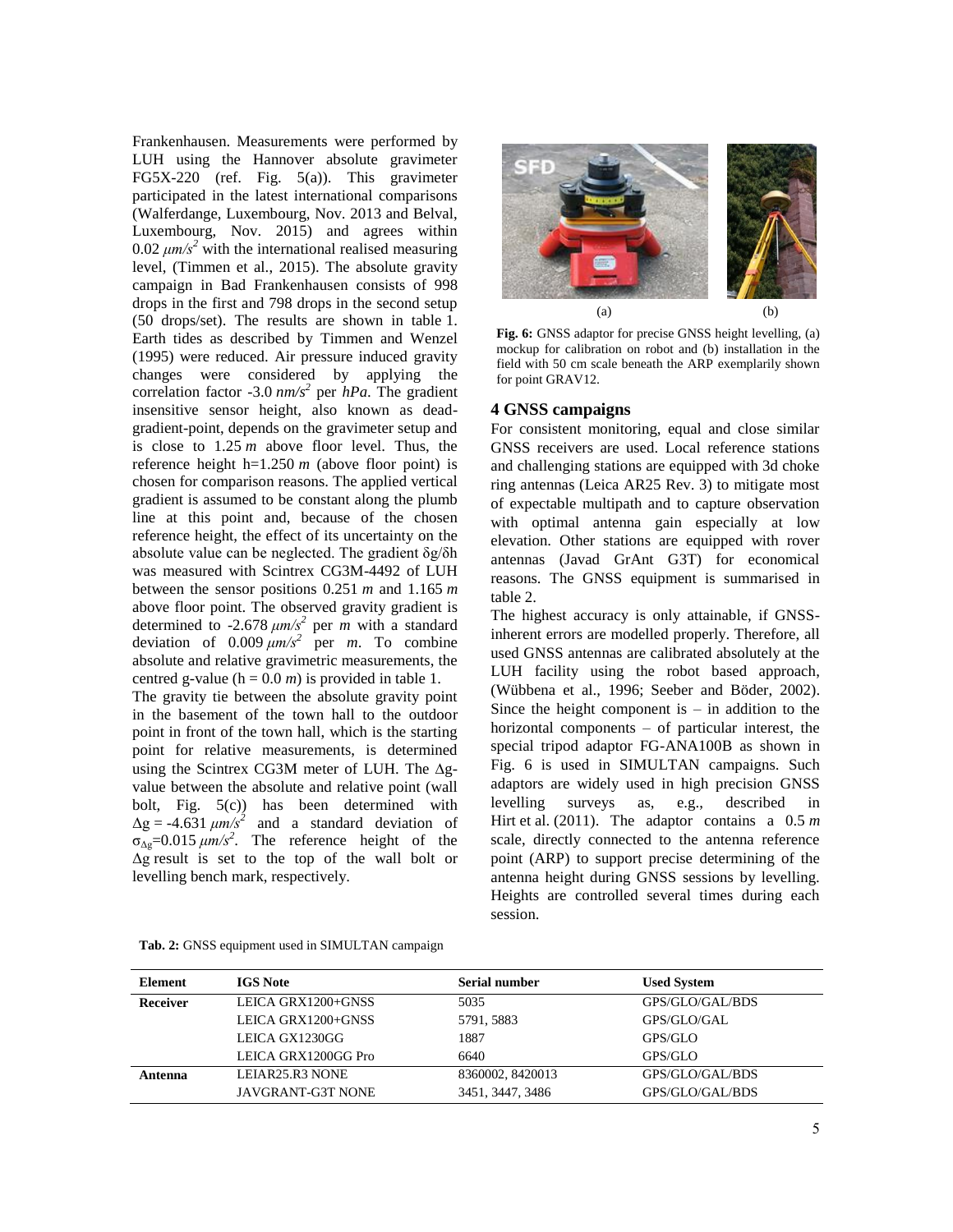Frankenhausen. Measurements were performed by LUH using the Hannover absolute gravimeter FG5X-220 (ref. Fig. 5(a)). This gravimeter participated in the latest international comparisons (Walferdange, Luxembourg, Nov. 2013 and Belval, Luxembourg, Nov. 2015) and agrees within 0.02 $\mu m/s^2$ with the international realised measuring level, (Timmen et al., 2015). The absolute gravity campaign in Bad Frankenhausen consists of 998 drops in the first and 798 drops in the second setup (50 drops/set). The results are shown in table 1. Earth tides as described by Timmen and Wenzel (1995) were reduced. Air pressure induced gravity changes were considered by applying the correlation factor -3.0 $nm/s^2$ per $hPa$. The gradient insensitive sensor height, also known as dead-gradient-point, depends on the gravimeter setup and is close to 1.25 $m$ above floor level. Thus, the reference height h=1.250 $m$ (above floor point) is chosen for comparison reasons. The applied vertical gradient is assumed to be constant along the plumb line at this point and, because of the chosen reference height, the effect of its uncertainty on the absolute value can be neglected. The gradient $\delta g/\delta h$ was measured with Scintrex CG3M-4492 of LUH between the sensor positions 0.251 $m$ and 1.165 $m$ above floor point. The observed gravity gradient is determined to -2.678 $\mu m/s^2$ per $m$ with a standard deviation of 0.009 $\mu m/s^2$ per $m$. To combine absolute and relative gravimetric measurements, the centred g-value (h = 0.0 $m$) is provided in table 1.

The gravity tie between the absolute gravity point in the basement of the town hall to the outdoor point in front of the town hall, which is the starting point for relative measurements, is determined using the Scintrex CG3M meter of LUH. The $\Delta g$-value between the absolute and relative point (wall bolt, Fig. 5(c)) has been determined with $\Delta g = -4.631\ \mu m/s^2$ and a standard deviation of $\sigma_{\Delta g}=0.015\ \mu m/s^2$. The reference height of the $\Delta g$ result is set to the top of the wall bolt or levelling bench mark, respectively.

**Fig. 6:** GNSS adaptor for precise GNSS height levelling, (a) mockup for calibration on robot and (b) installation in the field with 50 cm scale beneath the ARP exemplarily shown for point GRAV12.

## 4 GNSS campaigns

For consistent monitoring, equal and close similar GNSS receivers are used. Local reference stations and challenging stations are equipped with 3d choke ring antennas (Leica AR25 Rev. 3) to mitigate most of expectable multipath and to capture observation with optimal antenna gain especially at low elevation. Other stations are equipped with rover antennas (Javad GrAnt G3T) for economical reasons. The GNSS equipment is summarised in table 2.

The highest accuracy is only attainable, if GNSS-inherent errors are modelled properly. Therefore, all used GNSS antennas are calibrated absolutely at the LUH facility using the robot based approach, (Wübbena et al., 1996; Seeber and Böder, 2002). Since the height component is – in addition to the horizontal components – of particular interest, the special tripod adaptor FG-ANA100B as shown in Fig. 6 is used in SIMULTAN campaigns. Such adaptors are widely used in high precision GNSS levelling surveys as, e.g., described in Hirt et al. (2011). The adaptor contains a 0.5 $m$ scale, directly connected to the antenna reference point (ARP) to support precise determining of the antenna height during GNSS sessions by levelling. Heights are controlled several times during each session.

**Tab. 2:** GNSS equipment used in SIMULTAN campaign

| Element | IGS Note | Serial number | Used System |
|---|---|---|---|
| **Receiver** | LEICA GRX1200+GNSS | 5035 | GPS/GLO/GAL/BDS |
| | LEICA GRX1200+GNSS | 5791, 5883 | GPS/GLO/GAL |
| | LEICA GX1230GG | 1887 | GPS/GLO |
| | LEICA GRX1200GG Pro | 6640 | GPS/GLO |
| **Antenna** | LEIAR25.R3 NONE | 8360002, 8420013 | GPS/GLO/GAL/BDS |
| | JAVGRANT-G3T NONE | 3451, 3447, 3486 | GPS/GLO/GAL/BDS |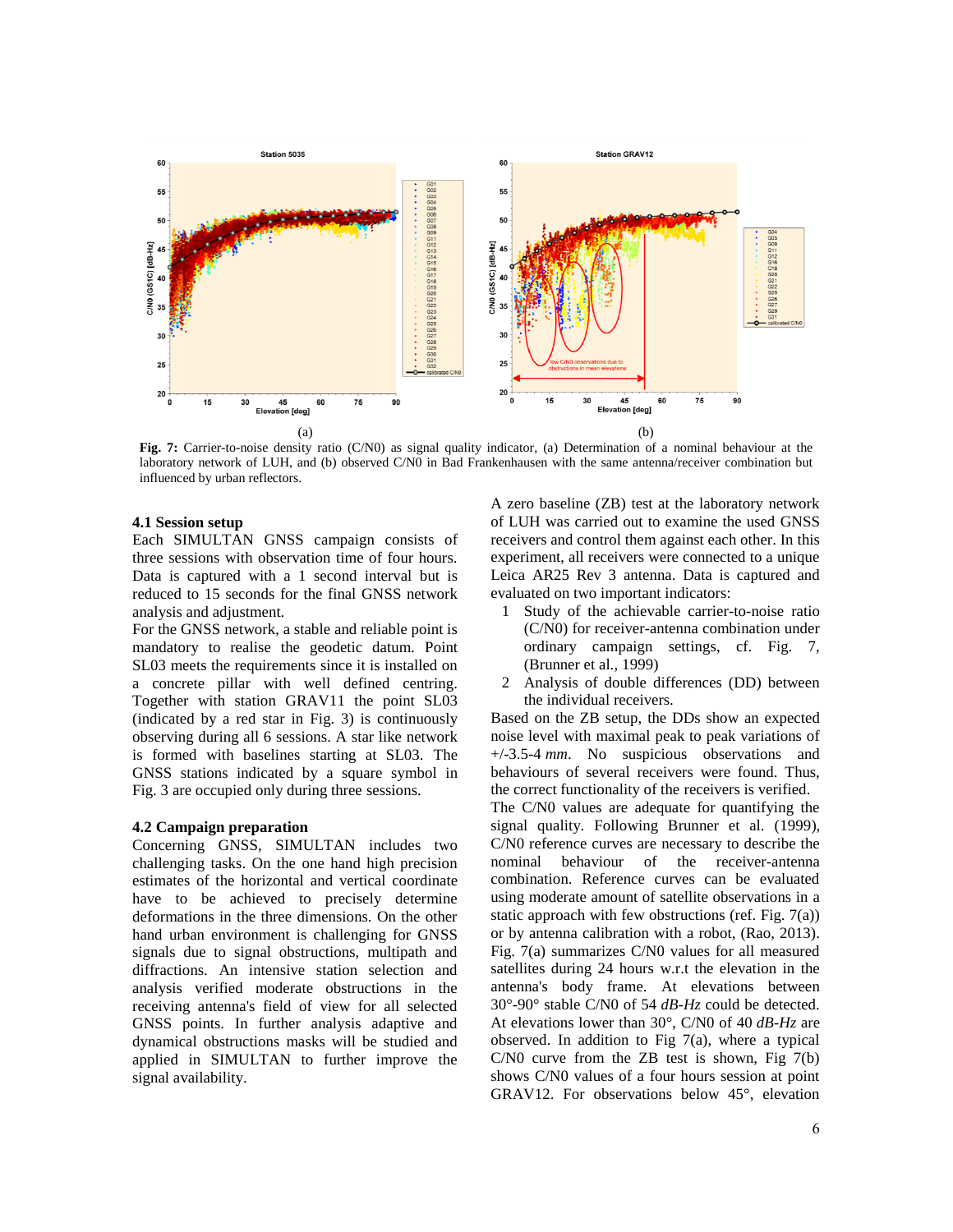Fig. 7: Carrier-to-noise density ratio (C/N0) as signal quality indicator, (a) Determination of a nominal behaviour at the laboratory network of LUH, and (b) observed C/N0 in Bad Frankenhausen with the same antenna/receiver combination but influenced by urban reflectors.

### 4.1 Session setup

Each SIMULTAN GNSS campaign consists of three sessions with observation time of four hours. Data is captured with a 1 second interval but is reduced to 15 seconds for the final GNSS network analysis and adjustment.

For the GNSS network, a stable and reliable point is mandatory to realise the geodetic datum. Point SL03 meets the requirements since it is installed on a concrete pillar with well defined centring. Together with station GRAV11 the point SL03 (indicated by a red star in Fig. 3) is continuously observing during all 6 sessions. A star like network is formed with baselines starting at SL03. The GNSS stations indicated by a square symbol in Fig. 3 are occupied only during three sessions.

### 4.2 Campaign preparation

Concerning GNSS, SIMULTAN includes two challenging tasks. On the one hand high precision estimates of the horizontal and vertical coordinate have to be achieved to precisely determine deformations in the three dimensions. On the other hand urban environment is challenging for GNSS signals due to signal obstructions, multipath and diffractions. An intensive station selection and analysis verified moderate obstructions in the receiving antenna's field of view for all selected GNSS points. In further analysis adaptive and dynamical obstructions masks will be studied and applied in SIMULTAN to further improve the signal availability.

A zero baseline (ZB) test at the laboratory network of LUH was carried out to examine the used GNSS receivers and control them against each other. In this experiment, all receivers were connected to a unique Leica AR25 Rev 3 antenna. Data is captured and evaluated on two important indicators:

1. Study of the achievable carrier-to-noise ratio (C/N0) for receiver-antenna combination under ordinary campaign settings, cf. Fig. 7, (Brunner et al., 1999)
2. Analysis of double differences (DD) between the individual receivers.

Based on the ZB setup, the DDs show an expected noise level with maximal peak to peak variations of +/-3.5-4 *mm*. No suspicious observations and behaviours of several receivers were found. Thus, the correct functionality of the receivers is verified.

The C/N0 values are adequate for quantifying the signal quality. Following Brunner et al. (1999), C/N0 reference curves are necessary to describe the nominal behaviour of the receiver-antenna combination. Reference curves can be evaluated using moderate amount of satellite observations in a static approach with few obstructions (ref. Fig. 7(a)) or by antenna calibration with a robot, (Rao, 2013). Fig. 7(a) summarizes C/N0 values for all measured satellites during 24 hours w.r.t the elevation in the antenna's body frame. At elevations between 30°-90° stable C/N0 of 54 *dB-Hz* could be detected. At elevations lower than 30°, C/N0 of 40 *dB-Hz* are observed. In addition to Fig 7(a), where a typical C/N0 curve from the ZB test is shown, Fig 7(b) shows C/N0 values of a four hours session at point GRAV12. For observations below 45°, elevation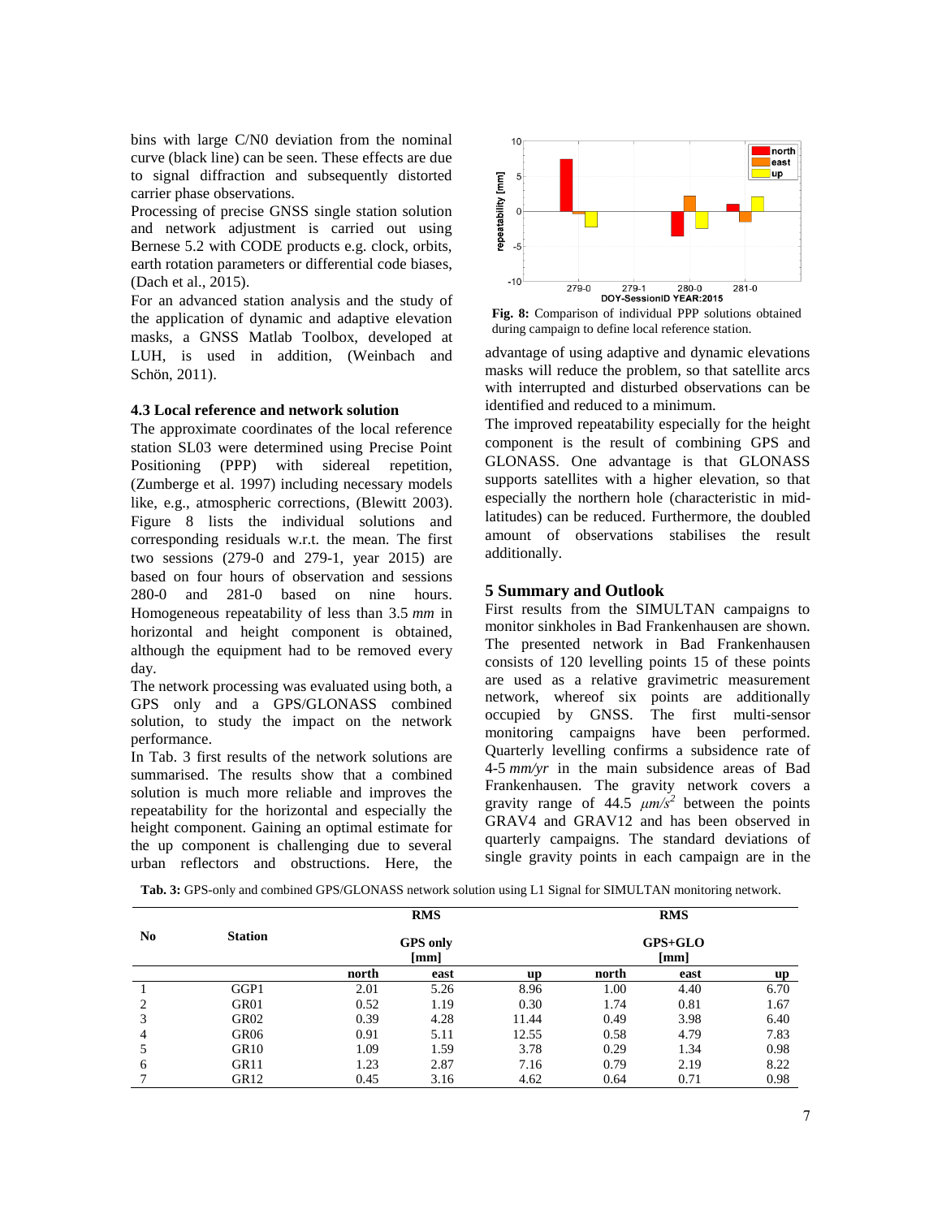bins with large C/N0 deviation from the nominal curve (black line) can be seen. These effects are due to signal diffraction and subsequently distorted carrier phase observations.

Processing of precise GNSS single station solution and network adjustment is carried out using Bernese 5.2 with CODE products e.g. clock, orbits, earth rotation parameters or differential code biases, (Dach et al., 2015).

For an advanced station analysis and the study of the application of dynamic and adaptive elevation masks, a GNSS Matlab Toolbox, developed at LUH, is used in addition, (Weinbach and Schön, 2011).

### 4.3 Local reference and network solution

The approximate coordinates of the local reference station SL03 were determined using Precise Point Positioning (PPP) with sidereal repetition, (Zumberge et al. 1997) including necessary models like, e.g., atmospheric corrections, (Blewitt 2003). Figure 8 lists the individual solutions and corresponding residuals w.r.t. the mean. The first two sessions (279-0 and 279-1, year 2015) are based on four hours of observation and sessions 280-0 and 281-0 based on nine hours. Homogeneous repeatability of less than 3.5 *mm* in horizontal and height component is obtained, although the equipment had to be removed every day.

The network processing was evaluated using both, a GPS only and a GPS/GLONASS combined solution, to study the impact on the network performance.

In Tab. 3 first results of the network solutions are summarised. The results show that a combined solution is much more reliable and improves the repeatability for the horizontal and especially the height component. Gaining an optimal estimate for the up component is challenging due to several urban reflectors and obstructions. Here, the advantage of using adaptive and dynamic elevations masks will reduce the problem, so that satellite arcs with interrupted and disturbed observations can be identified and reduced to a minimum.

**Fig. 8:** Comparison of individual PPP solutions obtained during campaign to define local reference station.

The improved repeatability especially for the height component is the result of combining GPS and GLONASS. One advantage is that GLONASS supports satellites with a higher elevation, so that especially the northern hole (characteristic in mid-latitudes) can be reduced. Furthermore, the doubled amount of observations stabilises the result additionally.

## 5 Summary and Outlook

First results from the SIMULTAN campaigns to monitor sinkholes in Bad Frankenhausen are shown. The presented network in Bad Frankenhausen consists of 120 levelling points 15 of these points are used as a relative gravimetric measurement network, whereof six points are additionally occupied by GNSS. The first multi-sensor monitoring campaigns have been performed. Quarterly levelling confirms a subsidence rate of 4-5 *mm/yr* in the main subsidence areas of Bad Frankenhausen. The gravity network covers a gravity range of 44.5 $\mu m/s^2$ between the points GRAV4 and GRAV12 and has been observed in quarterly campaigns. The standard deviations of single gravity points in each campaign are in the

**Tab. 3:** GPS-only and combined GPS/GLONASS network solution using L1 Signal for SIMULTAN monitoring network.

| No | Station | RMS GPS only [mm] | | | RMS GPS+GLO [mm] | | |
|---|---|---|---|---|---|---|---|
| | | north | east | up | north | east | up |
| 1 | GGP1 | 2.01 | 5.26 | 8.96 | 1.00 | 4.40 | 6.70 |
| 2 | GR01 | 0.52 | 1.19 | 0.30 | 1.74 | 0.81 | 1.67 |
| 3 | GR02 | 0.39 | 4.28 | 11.44 | 0.49 | 3.98 | 6.40 |
| 4 | GR06 | 0.91 | 5.11 | 12.55 | 0.58 | 4.79 | 7.83 |
| 5 | GR10 | 1.09 | 1.59 | 3.78 | 0.29 | 1.34 | 0.98 |
| 6 | GR11 | 1.23 | 2.87 | 7.16 | 0.79 | 2.19 | 8.22 |
| 7 | GR12 | 0.45 | 3.16 | 4.62 | 0.64 | 0.71 | 0.98 |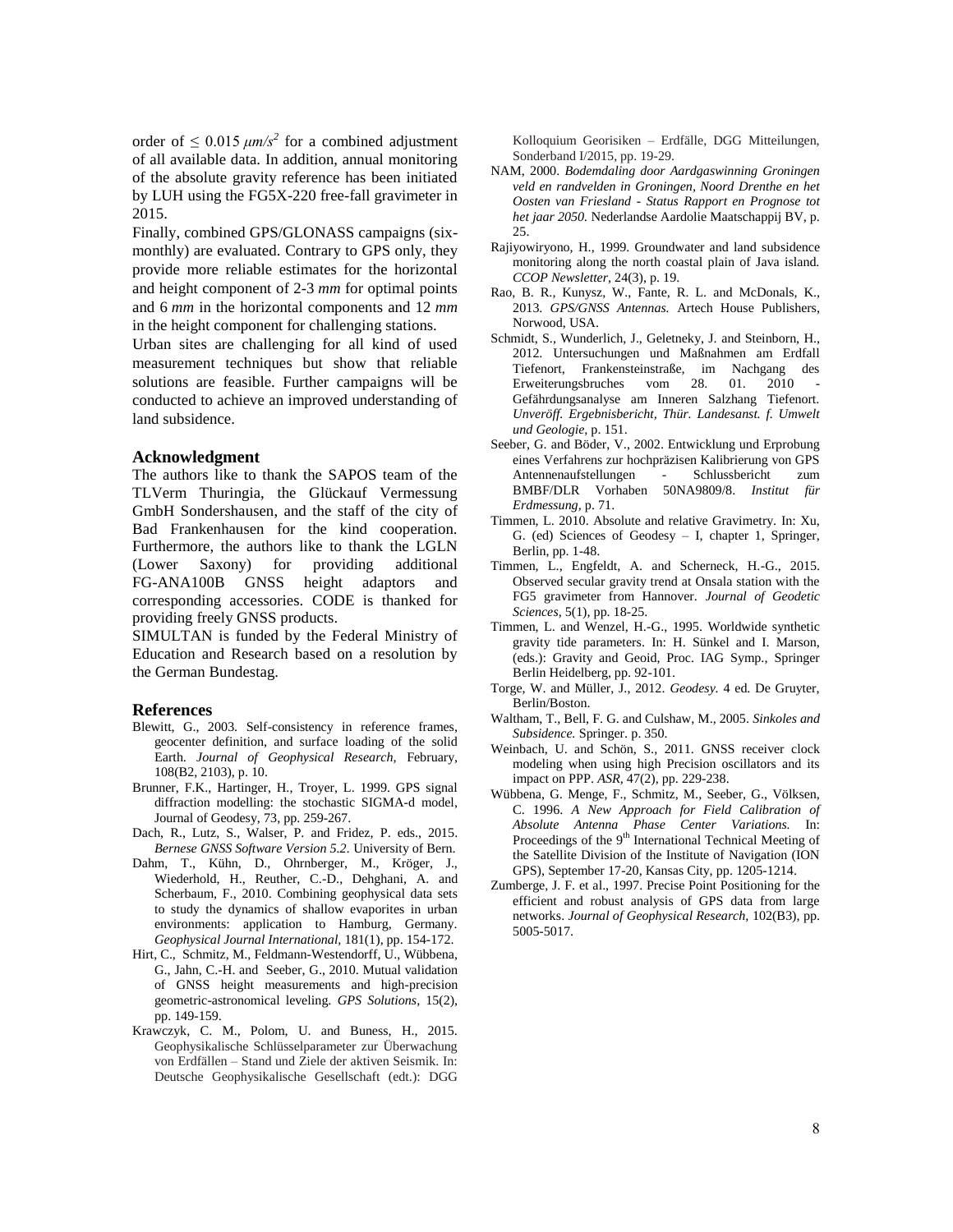order of ≤ 0.015 $\mu m/s^2$ for a combined adjustment of all available data. In addition, annual monitoring of the absolute gravity reference has been initiated by LUH using the FG5X-220 free-fall gravimeter in 2015.

Finally, combined GPS/GLONASS campaigns (six-monthly) are evaluated. Contrary to GPS only, they provide more reliable estimates for the horizontal and height component of 2-3 *mm* for optimal points and 6 *mm* in the horizontal components and 12 *mm* in the height component for challenging stations.

Urban sites are challenging for all kind of used measurement techniques but show that reliable solutions are feasible. Further campaigns will be conducted to achieve an improved understanding of land subsidence.

## Acknowledgment

The authors like to thank the SAPOS team of the TLVerm Thuringia, the Glückauf Vermessung GmbH Sondershausen, and the staff of the city of Bad Frankenhausen for the kind cooperation. Furthermore, the authors like to thank the LGLN (Lower Saxony) for providing additional FG-ANA100B GNSS height adaptors and corresponding accessories. CODE is thanked for providing freely GNSS products.

SIMULTAN is funded by the Federal Ministry of Education and Research based on a resolution by the German Bundestag.

## References

Blewitt, G., 2003. Self-consistency in reference frames, geocenter definition, and surface loading of the solid Earth. *Journal of Geophysical Research,* February, 108(B2, 2103), p. 10.

Brunner, F.K., Hartinger, H., Troyer, L. 1999. GPS signal diffraction modelling: the stochastic SIGMA-d model, Journal of Geodesy, 73, pp. 259-267.

Dach, R., Lutz, S., Walser, P. and Fridez, P. eds., 2015. *Bernese GNSS Software Version 5.2.* University of Bern.

Dahm, T., Kühn, D., Ohrnberger, M., Kröger, J., Wiederhold, H., Reuther, C.-D., Dehghani, A. and Scherbaum, F., 2010. Combining geophysical data sets to study the dynamics of shallow evaporites in urban environments: application to Hamburg, Germany. *Geophysical Journal International*, 181(1), pp. 154-172.

Hirt, C., Schmitz, M., Feldmann-Westendorff, U., Wübbena, G., Jahn, C.-H. and Seeber, G., 2010. Mutual validation of GNSS height measurements and high-precision geometric-astronomical leveling. *GPS Solutions,* 15(2), pp. 149-159.

Krawczyk, C. M., Polom, U. and Buness, H., 2015. Geophysikalische Schlüsselparameter zur Überwachung von Erdfällen – Stand und Ziele der aktiven Seismik. In: Deutsche Geophysikalische Gesellschaft (edt.): DGG Kolloquium Georisiken – Erdfälle, DGG Mitteilungen, Sonderband I/2015, pp. 19-29.

NAM, 2000. *Bodemdaling door Aardgaswinning Groningen veld en randvelden in Groningen, Noord Drenthe en het Oosten van Friesland - Status Rapport en Prognose tot het jaar 2050*. Nederlandse Aardolie Maatschappij BV, p. 25.

Rajiyowiryono, H., 1999. Groundwater and land subsidence monitoring along the north coastal plain of Java island. *CCOP Newsletter*, 24(3), p. 19.

Rao, B. R., Kunysz, W., Fante, R. L. and McDonals, K., 2013. *GPS/GNSS Antennas.* Artech House Publishers, Norwood, USA.

Schmidt, S., Wunderlich, J., Geletneky, J. and Steinborn, H., 2012. Untersuchungen und Maßnahmen am Erdfall Tiefenort, Frankensteinstraße, im Nachgang des Erweiterungsbruches vom 28. 01. 2010 - Gefährdungsanalyse am Inneren Salzhang Tiefenort. *Unveröff. Ergebnisbericht, Thür. Landesanst. f. Umwelt und Geologie*, p. 151.

Seeber, G. and Böder, V., 2002. Entwicklung und Erprobung eines Verfahrens zur hochpräzisen Kalibrierung von GPS Antennenaufstellungen - Schlussbericht zum BMBF/DLR Vorhaben 50NA9809/8. *Institut für Erdmessung*, p. 71.

Timmen, L. 2010. Absolute and relative Gravimetry. In: Xu, G. (ed) Sciences of Geodesy – I, chapter 1, Springer, Berlin, pp. 1-48.

Timmen, L., Engfeldt, A. and Scherneck, H.-G., 2015. Observed secular gravity trend at Onsala station with the FG5 gravimeter from Hannover. *Journal of Geodetic Sciences,* 5(1), pp. 18-25.

Timmen, L. and Wenzel, H.-G., 1995. Worldwide synthetic gravity tide parameters. In: H. Sünkel and I. Marson, (eds.): Gravity and Geoid, Proc. IAG Symp., Springer Berlin Heidelberg, pp. 92-101.

Torge, W. and Müller, J., 2012. *Geodesy.* 4 ed. De Gruyter, Berlin/Boston.

Waltham, T., Bell, F. G. and Culshaw, M., 2005. *Sinkoles and Subsidence.* Springer. p. 350.

Weinbach, U. and Schön, S., 2011. GNSS receiver clock modeling when using high Precision oscillators and its impact on PPP. *ASR*, 47(2), pp. 229-238.

Wübbena, G. Menge, F., Schmitz, M., Seeber, G., Völksen, C. 1996. *A New Approach for Field Calibration of Absolute Antenna Phase Center Variations.* In: Proceedings of the 9th International Technical Meeting of the Satellite Division of the Institute of Navigation (ION GPS), September 17-20, Kansas City, pp. 1205-1214.

Zumberge, J. F. et al., 1997. Precise Point Positioning for the efficient and robust analysis of GPS data from large networks. *Journal of Geophysical Research*, 102(B3), pp. 5005-5017.